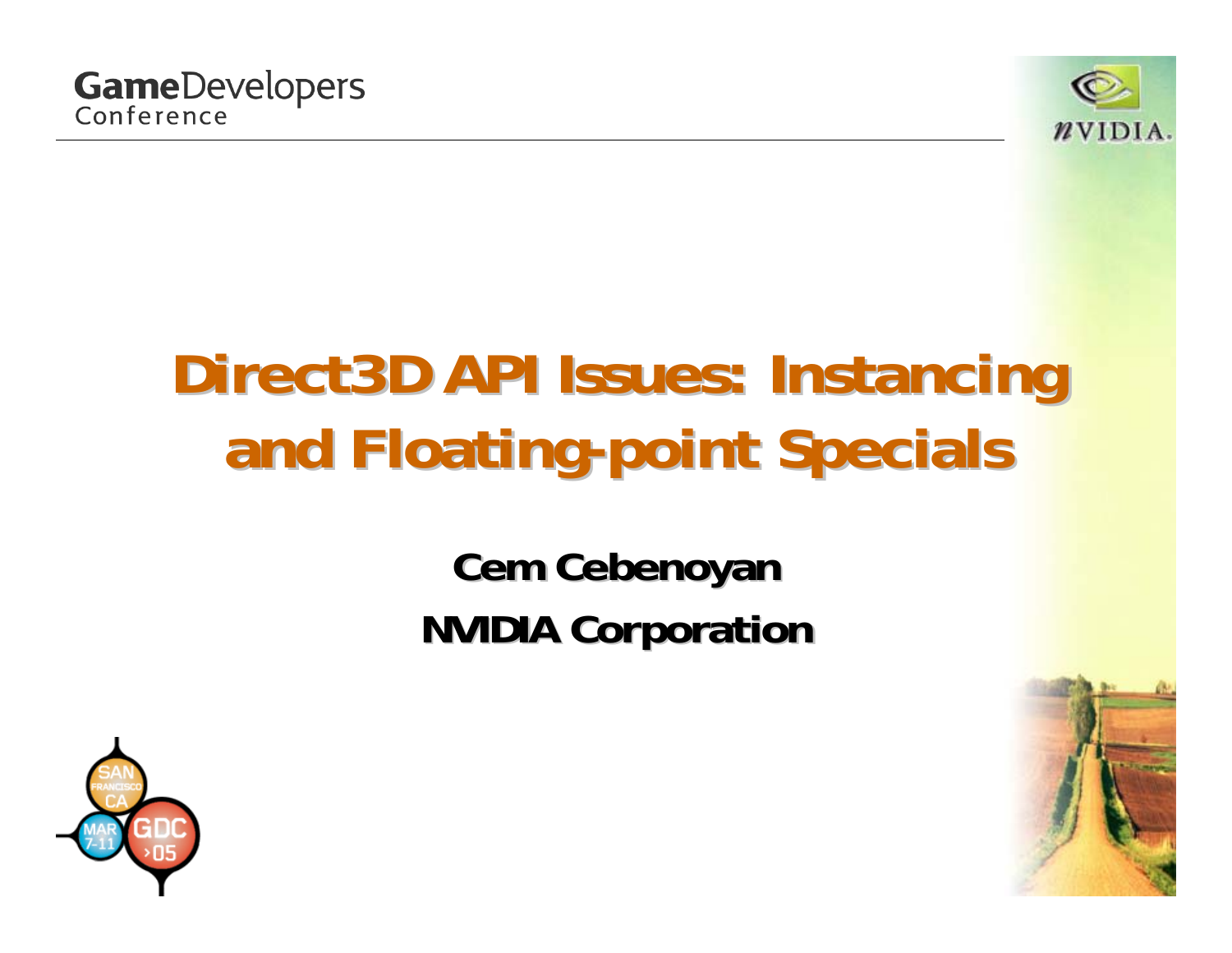# Direct3D API Issues: Instancing and Floating-point Specials

**Cem Cebenoyan**

**NVIDIA Corporation**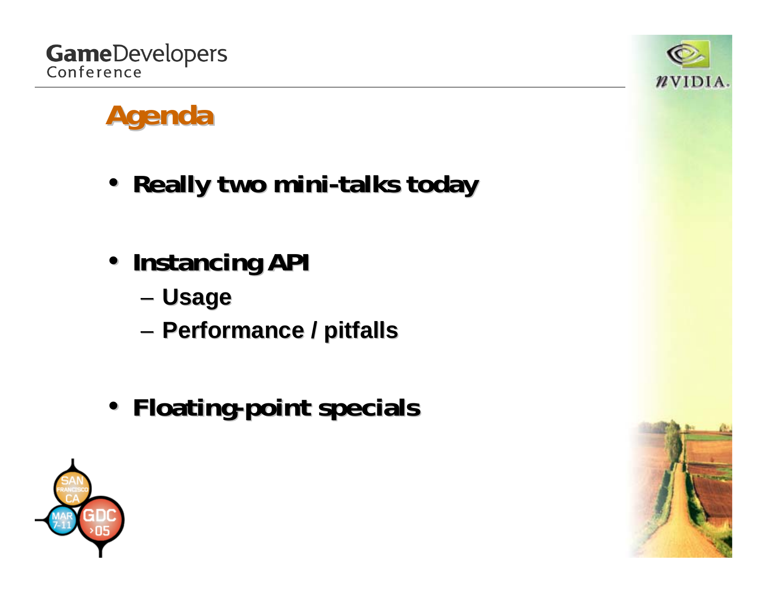# Agenda

- Really two mini-talks today
- Instancing API
  - Usage
  - Performance / pitfalls
- Floating-point specials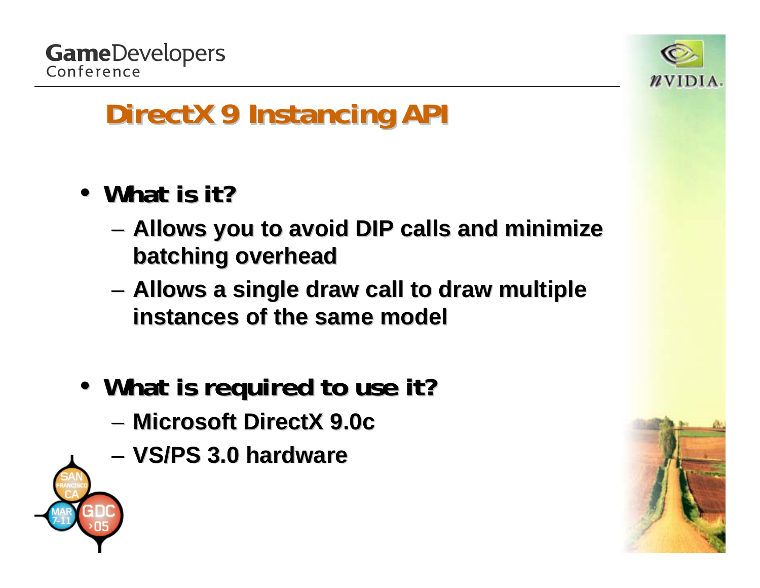# DirectX 9 Instancing API

- **What is it?**
  - Allows you to avoid DIP calls and minimize batching overhead
  - Allows a single draw call to draw multiple instances of the same model

- **What is required to use it?**
  - Microsoft DirectX 9.0c
  - VS/PS 3.0 hardware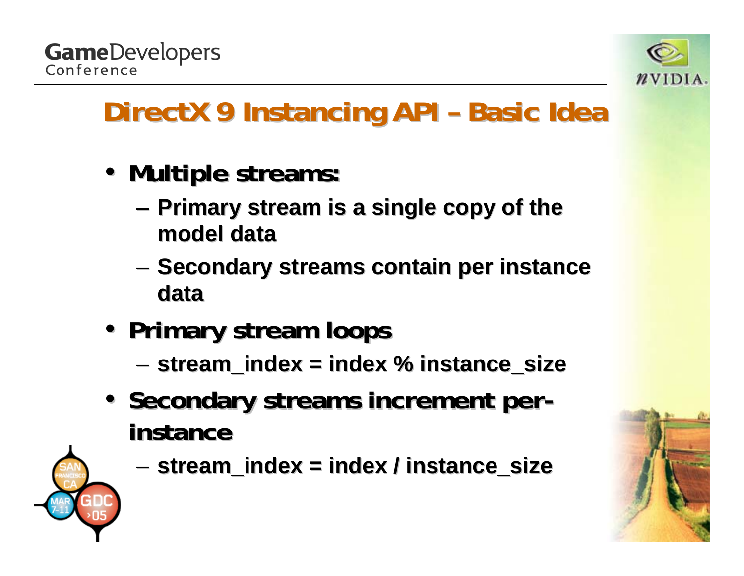# DirectX 9 Instancing API – Basic Idea

- **Multiple streams:**
  - Primary stream is a single copy of the model data
  - Secondary streams contain per instance data
- **Primary stream loops**
  - stream_index = index % instance_size
- **Secondary streams increment per-instance**
  - stream_index = index / instance_size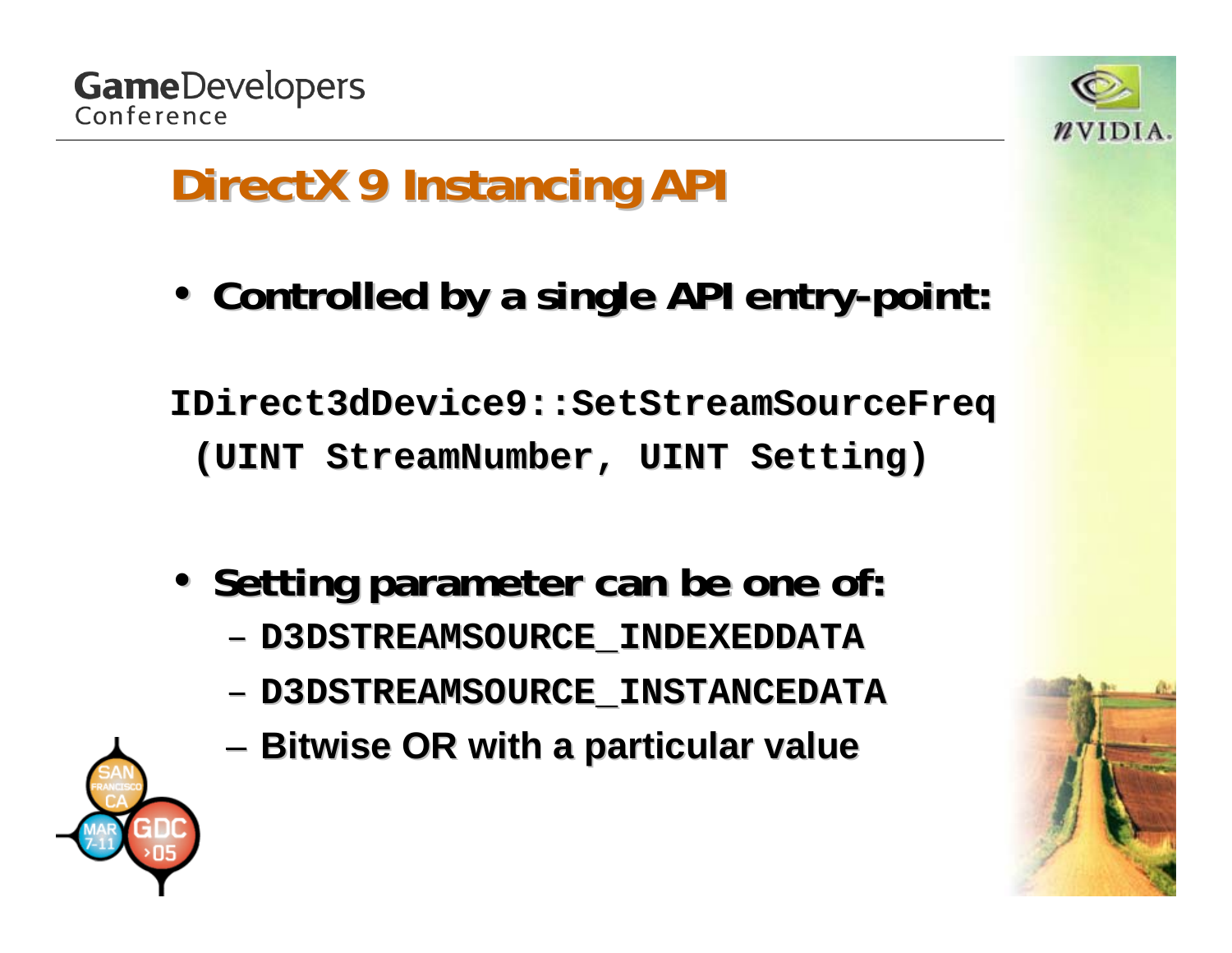# DirectX 9 Instancing API

- **Controlled by a single API entry-point:**

```
IDirect3dDevice9::SetStreamSourceFreq
 (UINT StreamNumber, UINT Setting)
```

- **Setting parameter can be one of:**
  - **`D3DSTREAMSOURCE_INDEXEDDATA`**
  - **`D3DSTREAMSOURCE_INSTANCEDATA`**
  - **Bitwise OR with a particular value**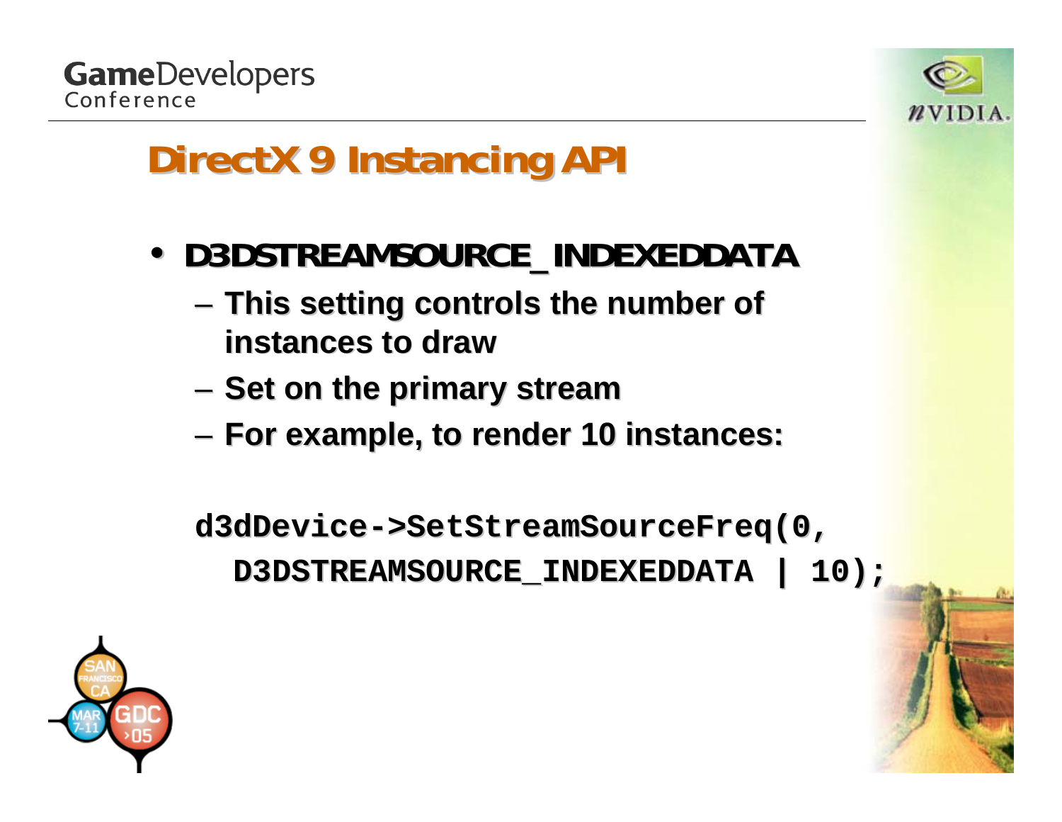# DirectX 9 Instancing API

- **D3DSTREAMSOURCE_INDEXEDDATA**
  - This setting controls the number of instances to draw
  - Set on the primary stream
  - For example, to render 10 instances:

```
d3dDevice->SetStreamSourceFreq(0,
  D3DSTREAMSOURCE_INDEXEDDATA | 10);
```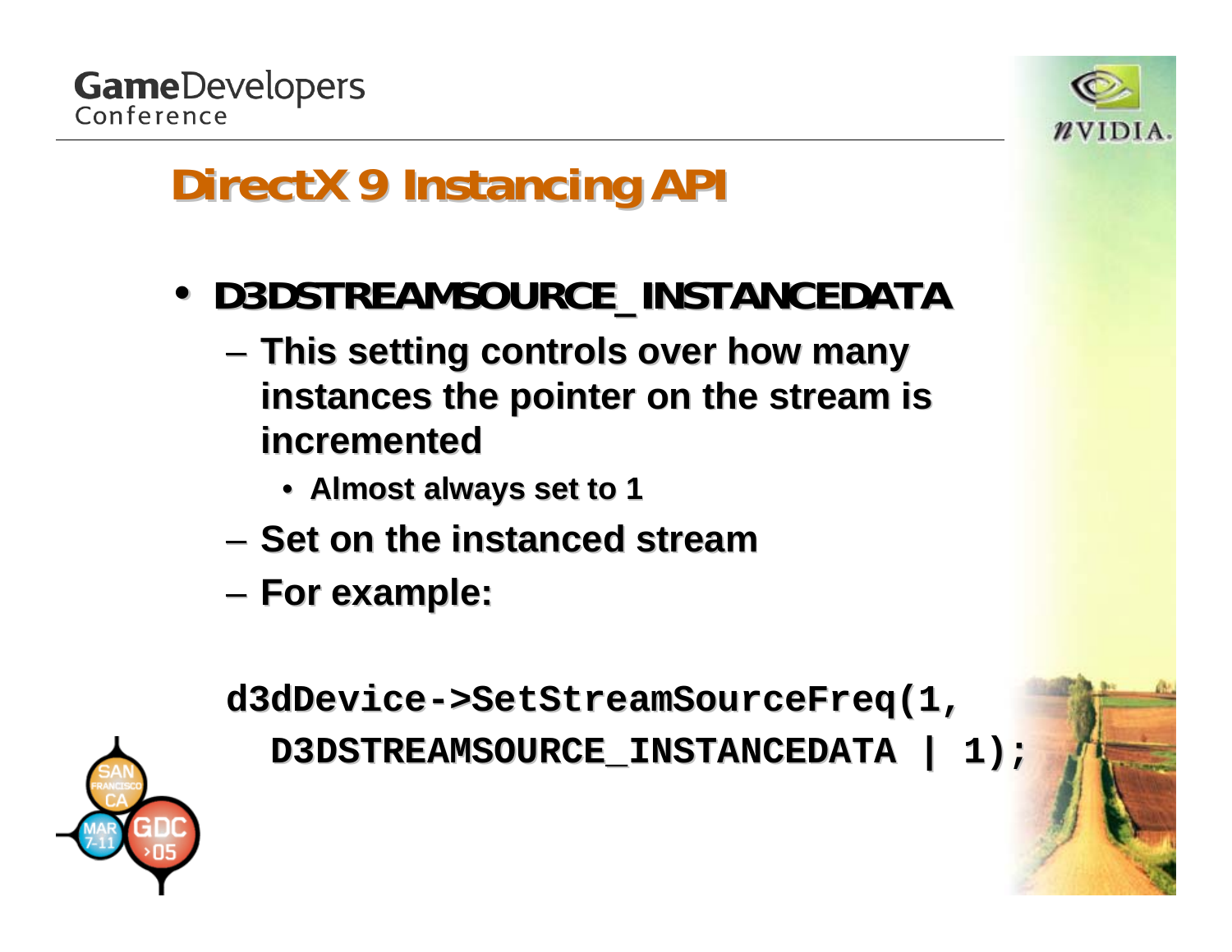# DirectX 9 Instancing API

- **D3DSTREAMSOURCE_INSTANCEDATA**
  - This setting controls over how many instances the pointer on the stream is incremented
    - Almost always set to 1
  - Set on the instanced stream
  - For example:

```
d3dDevice->SetStreamSourceFreq(1,
  D3DSTREAMSOURCE_INSTANCEDATA | 1);
```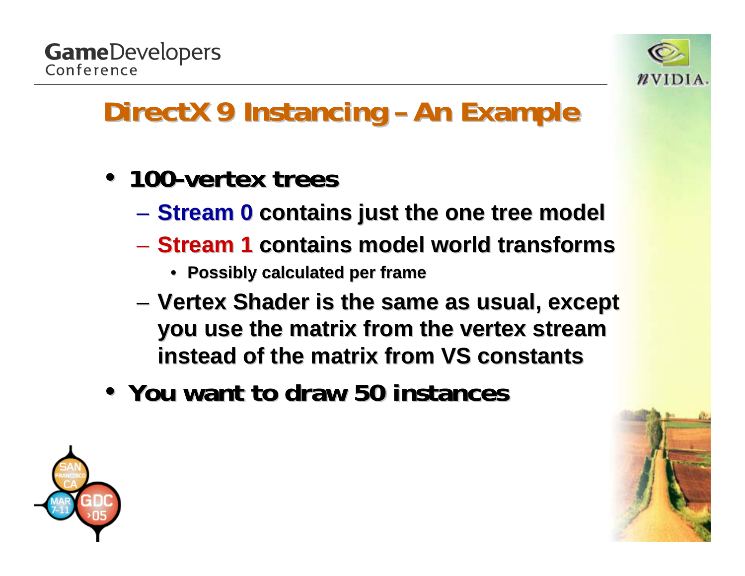# DirectX 9 Instancing – An Example

- **100-vertex trees**
  - **Stream 0 contains just the one tree model**
  - **Stream 1 contains model world transforms**
    - **Possibly calculated per frame**
  - **Vertex Shader is the same as usual, except you use the matrix from the vertex stream instead of the matrix from VS constants**
- **You want to draw 50 instances**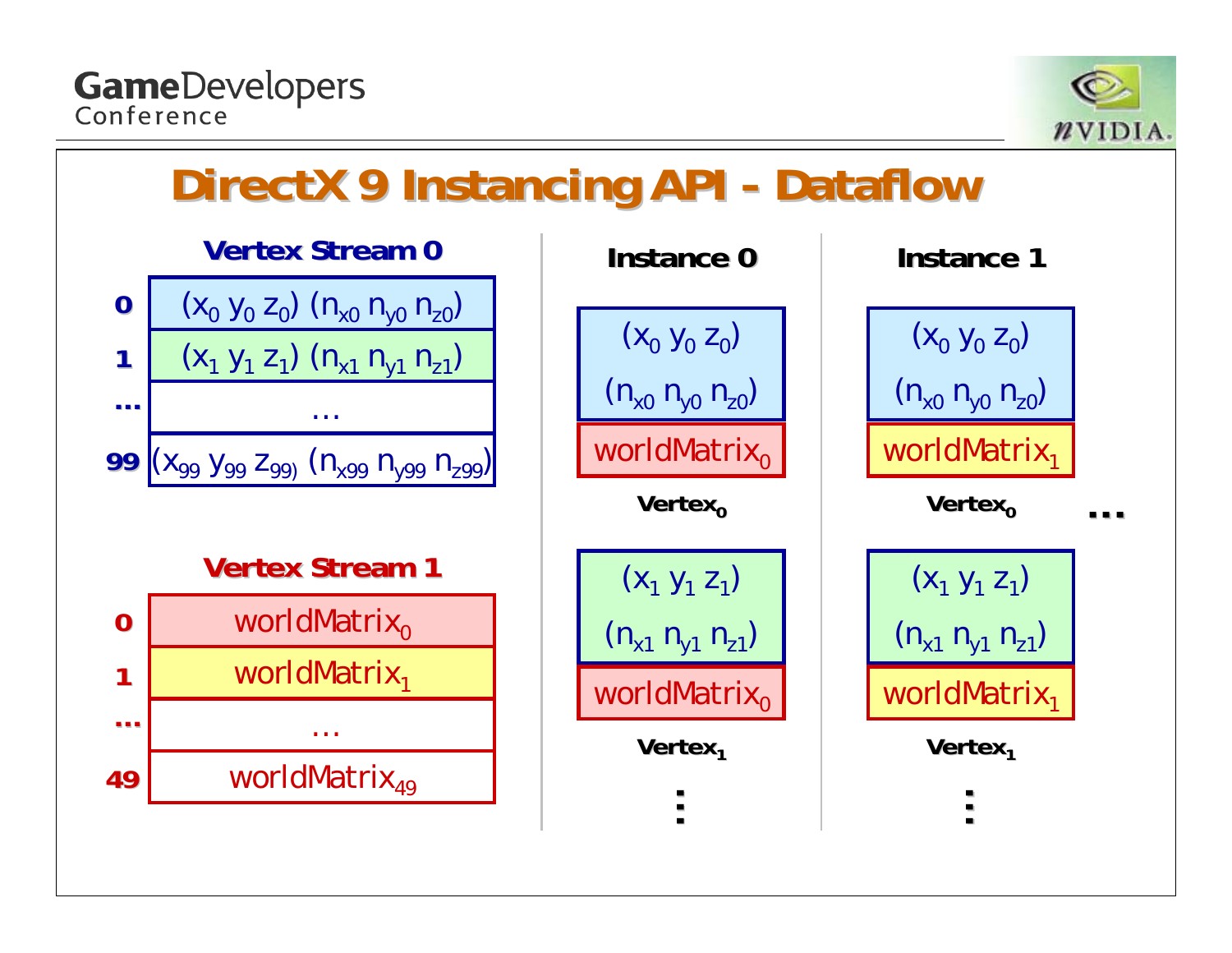# DirectX 9 Instancing API - Dataflow

**Vertex Stream 0**

| | |
|---|---|
| 0 | $(x_0\ y_0\ z_0)\ (n_{x0}\ n_{y0}\ n_{z0})$ |
| 1 | $(x_1\ y_1\ z_1)\ (n_{x1}\ n_{y1}\ n_{z1})$ |
| ... | ... |
| 99 | $(x_{99}\ y_{99}\ z_{99})\ (n_{x99}\ n_{y99}\ n_{z99})$ |

**Vertex Stream 1**

| | |
|---|---|
| 0 | $\text{worldMatrix}_0$ |
| 1 | $\text{worldMatrix}_1$ |
| ... | ... |
| 49 | $\text{worldMatrix}_{49}$ |

**Instance 0**

$\text{Vertex}_0$: $(x_0\ y_0\ z_0)$ $(n_{x0}\ n_{y0}\ n_{z0})$ $\text{worldMatrix}_0$

$\text{Vertex}_1$: $(x_1\ y_1\ z_1)$ $(n_{x1}\ n_{y1}\ n_{z1})$ $\text{worldMatrix}_0$

⋮

**Instance 1**

$\text{Vertex}_0$: $(x_0\ y_0\ z_0)$ $(n_{x0}\ n_{y0}\ n_{z0})$ $\text{worldMatrix}_1$

$\text{Vertex}_1$: $(x_1\ y_1\ z_1)$ $(n_{x1}\ n_{y1}\ n_{z1})$ $\text{worldMatrix}_1$

⋮

...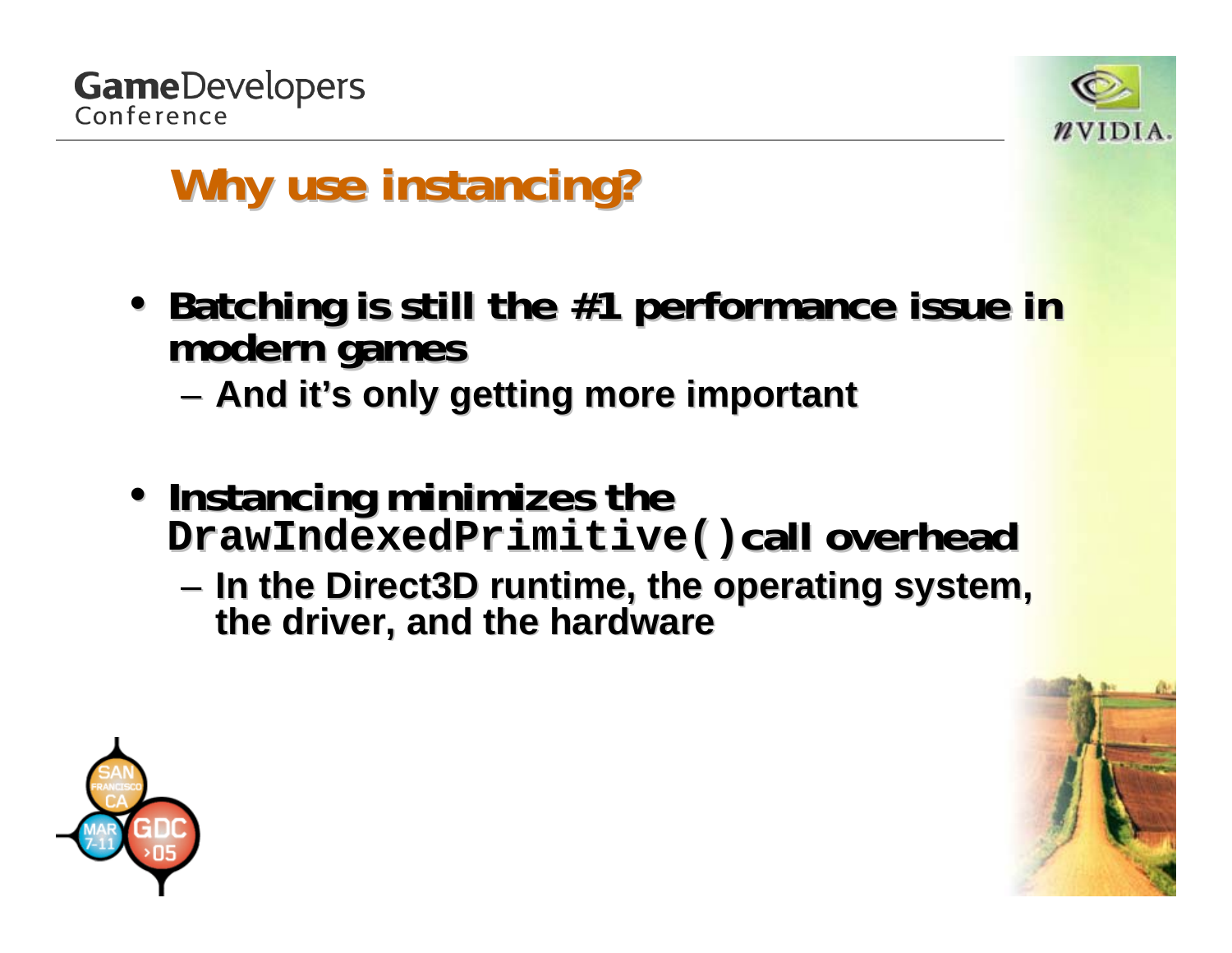# Why use instancing?

- **Batching is still the #1 performance issue in modern games**
  - And it's only getting more important
- **Instancing minimizes the `DrawIndexedPrimitive()` call overhead**
  - In the Direct3D runtime, the operating system, the driver, and the hardware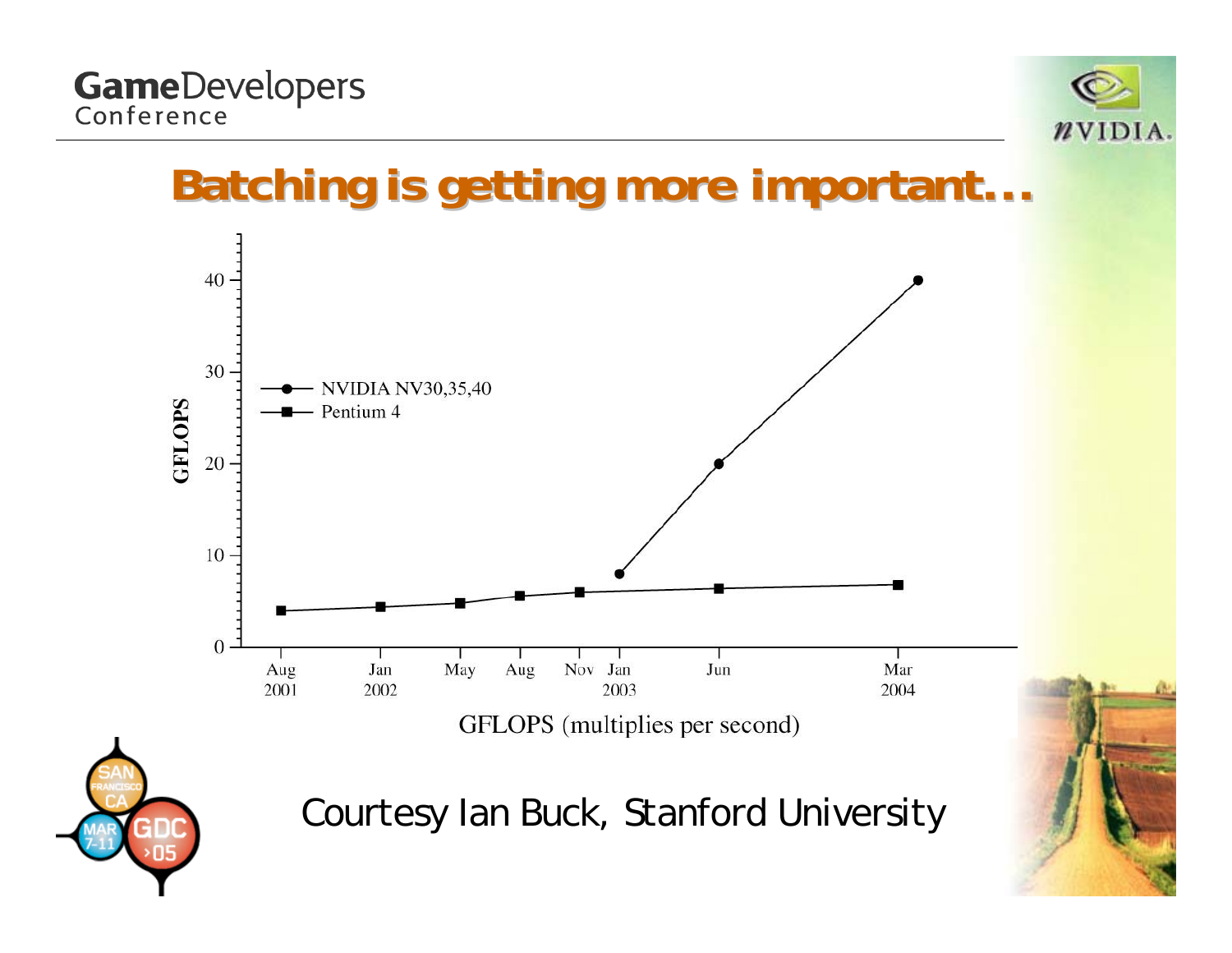# Batching is getting more important…

Courtesy Ian Buck, Stanford University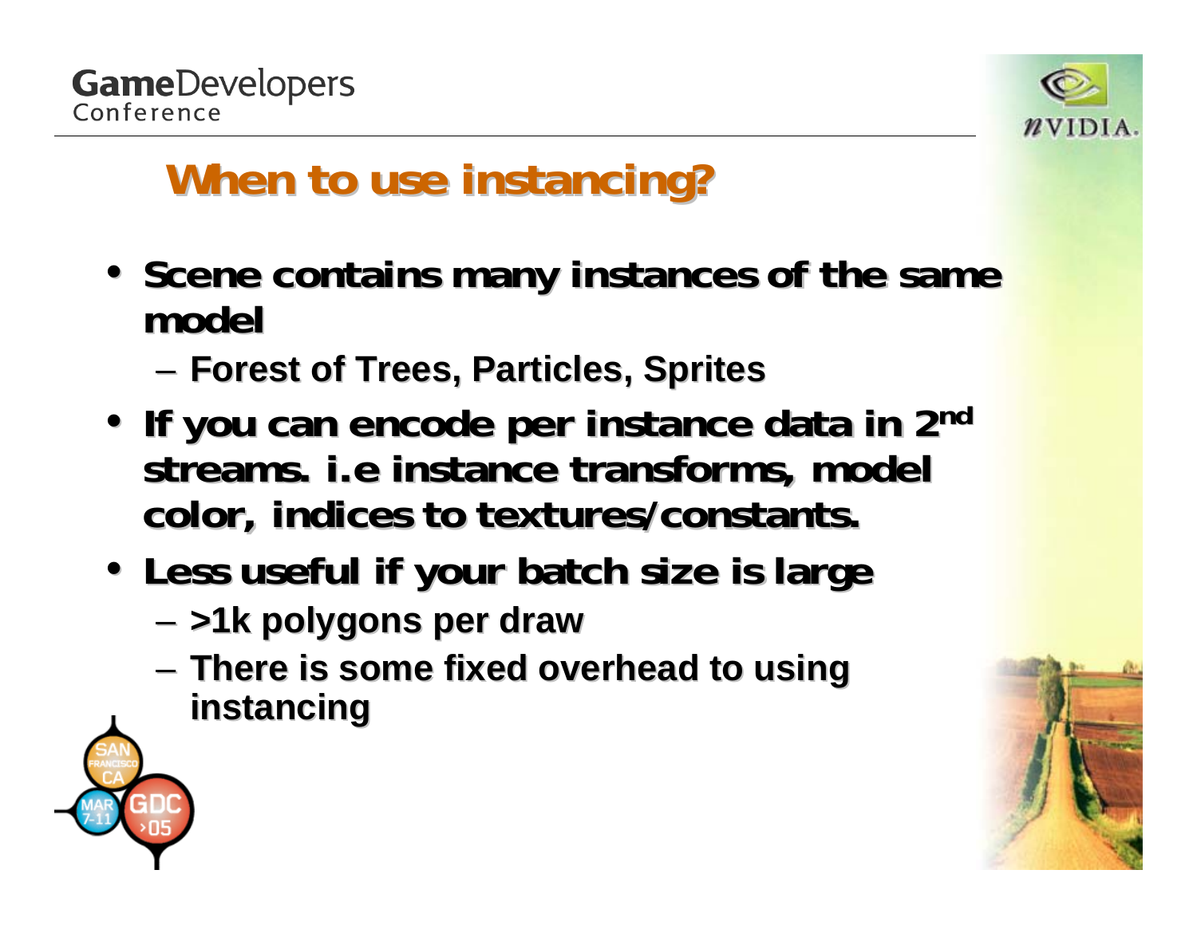# When to use instancing?

- Scene contains many instances of the same model
  - Forest of Trees, Particles, Sprites
- If you can encode per instance data in 2nd streams. i.e instance transforms, model color, indices to textures/constants.
- Less useful if your batch size is large
  - >1k polygons per draw
  - There is some fixed overhead to using instancing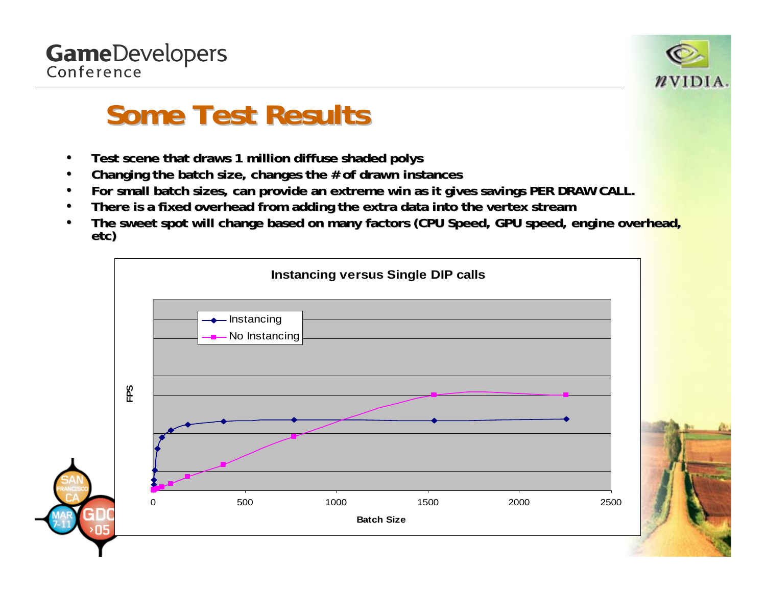# Some Test Results

- Test scene that draws 1 million diffuse shaded polys
- Changing the batch size, changes the # of drawn instances
- For small batch sizes, can provide an extreme win as it gives savings PER DRAW CALL.
- There is a fixed overhead from adding the extra data into the vertex stream
- The sweet spot will change based on many factors (CPU Speed, GPU speed, engine overhead, etc)

**Instancing versus Single DIP calls**

Legend: Instancing, No Instancing

FPS

0 500 1000 1500 2000 2500

Batch Size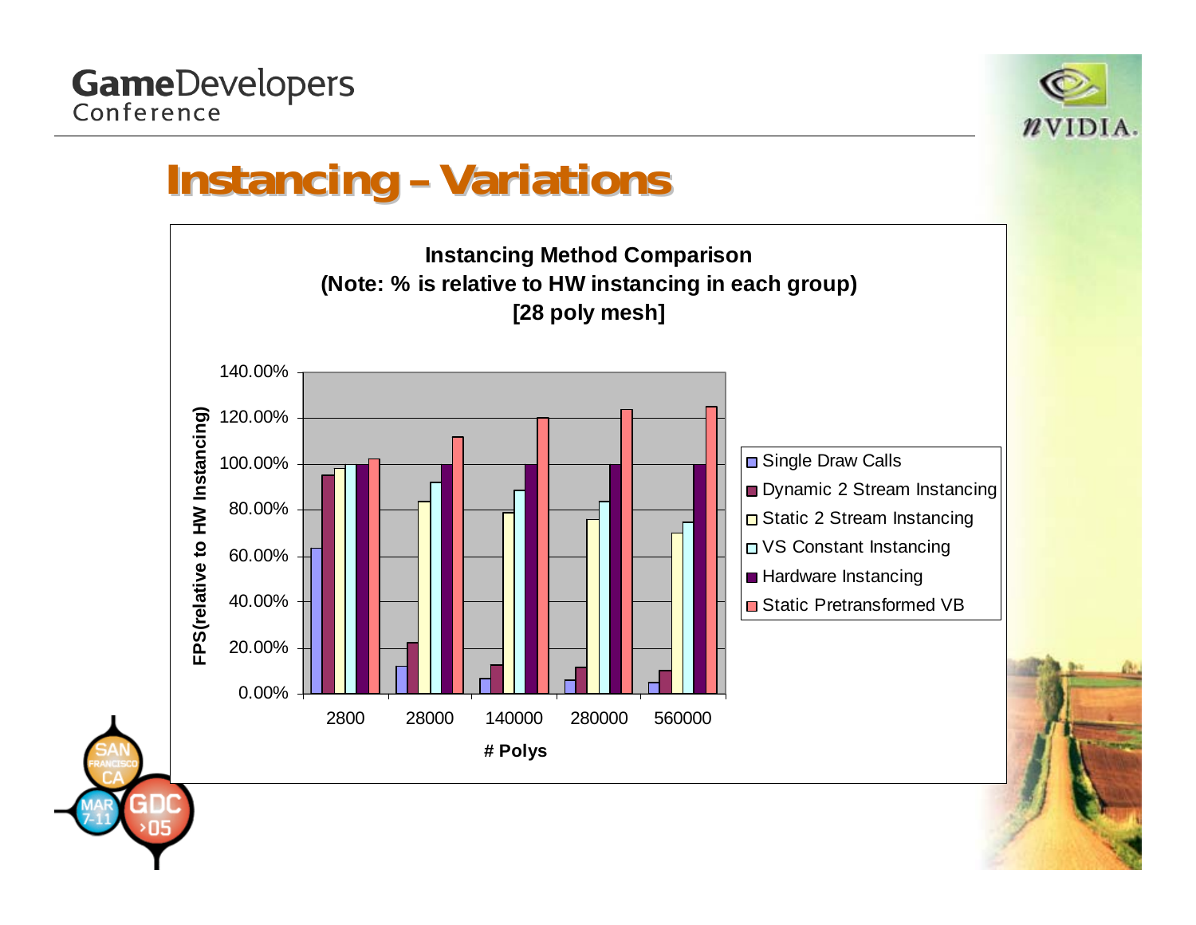# Instancing – Variations

**Instancing Method Comparison**
**(Note: % is relative to HW instancing in each group)**
**[28 poly mesh]**

| # Polys | Single Draw Calls | Dynamic 2 Stream Instancing | Static 2 Stream Instancing | VS Constant Instancing | Hardware Instancing | Static Pretransformed VB |
|---|---|---|---|---|---|---|
| 2800 | ~63% | ~95% | ~98% | ~100% | 100% | ~102% |
| 28000 | ~12% | ~22% | ~84% | ~92% | 100% | ~112% |
| 140000 | ~7% | ~13% | ~79% | ~89% | 100% | ~120% |
| 280000 | ~6% | ~12% | ~76% | ~84% | 100% | ~124% |
| 560000 | ~5% | ~10% | ~70% | ~75% | 100% | ~125% |

Y-axis: FPS(relative to HW Instancing); X-axis: # Polys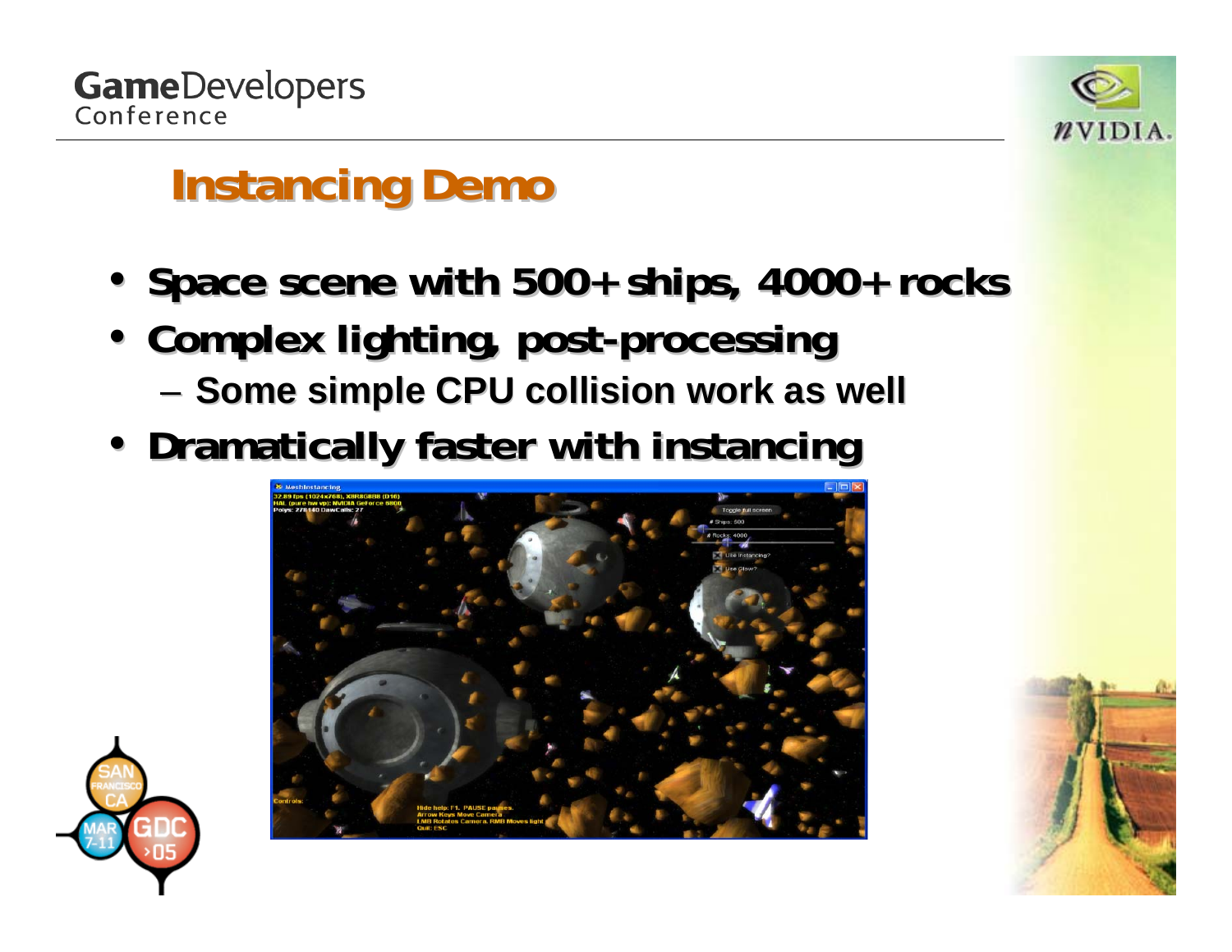# Instancing Demo

- Space scene with 500+ ships, 4000+ rocks
- Complex lighting, post-processing
  - Some simple CPU collision work as well
- Dramatically faster with instancing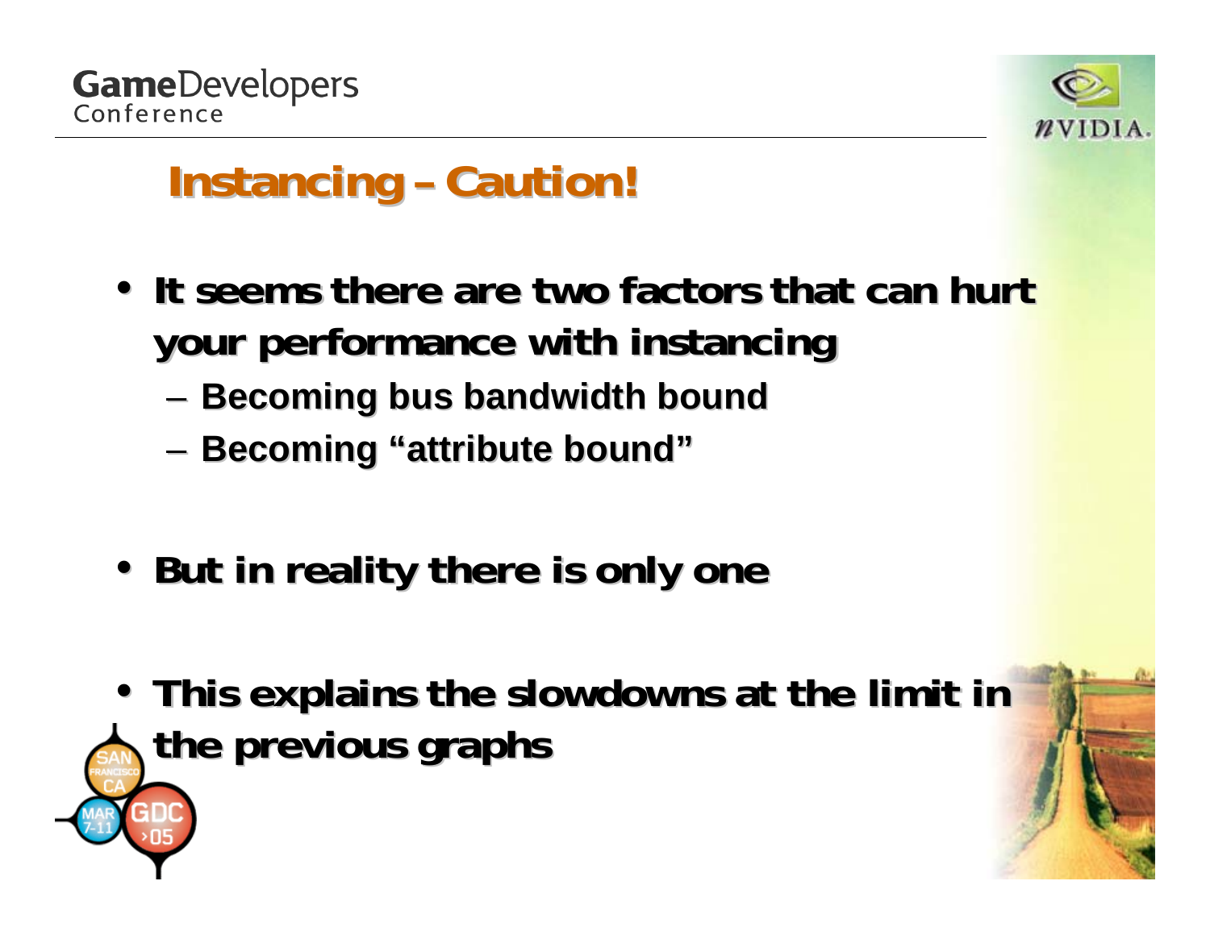# Instancing – Caution!

- **It seems there are two factors that can hurt your performance with instancing**
  - **Becoming bus bandwidth bound**
  - **Becoming "attribute bound"**

- **But in reality there is only one**

- **This explains the slowdowns at the limit in the previous graphs**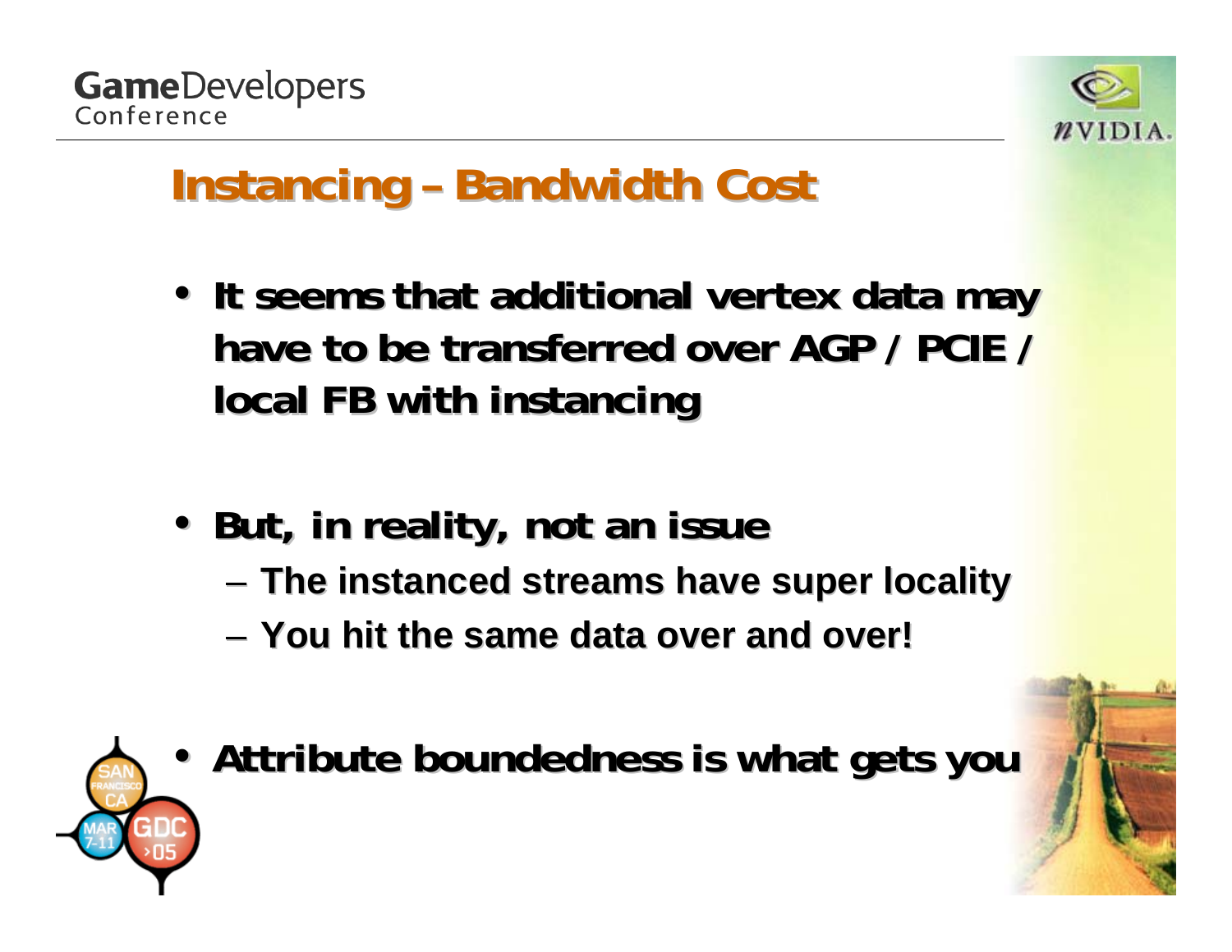# Instancing – Bandwidth Cost

- It seems that additional vertex data may have to be transferred over AGP / PCIE / local FB with instancing
- But, in reality, not an issue
  - The instanced streams have super locality
  - You hit the same data over and over!
- Attribute boundedness is what gets you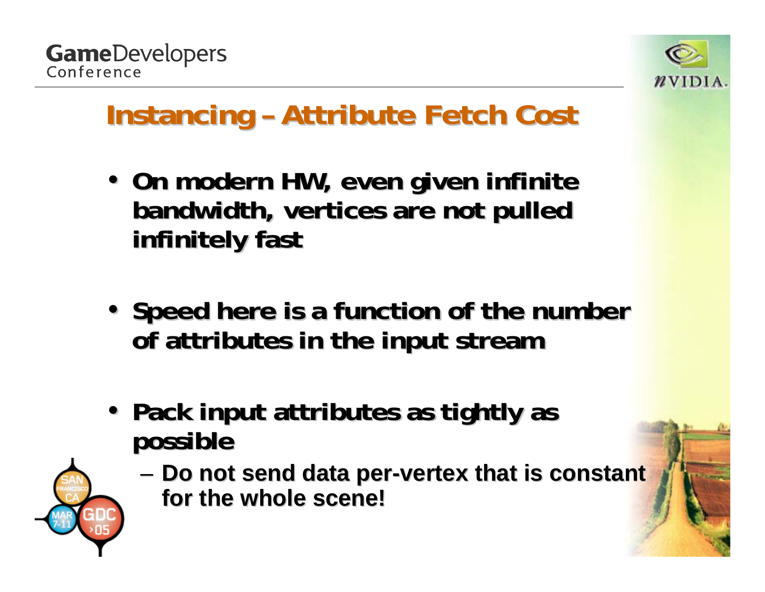# Instancing – Attribute Fetch Cost

- **On modern HW, even given infinite bandwidth, vertices are not pulled infinitely fast**
- **Speed here is a function of the number of attributes in the input stream**
- **Pack input attributes as tightly as possible**
  - **Do not send data per-vertex that is constant for the whole scene!**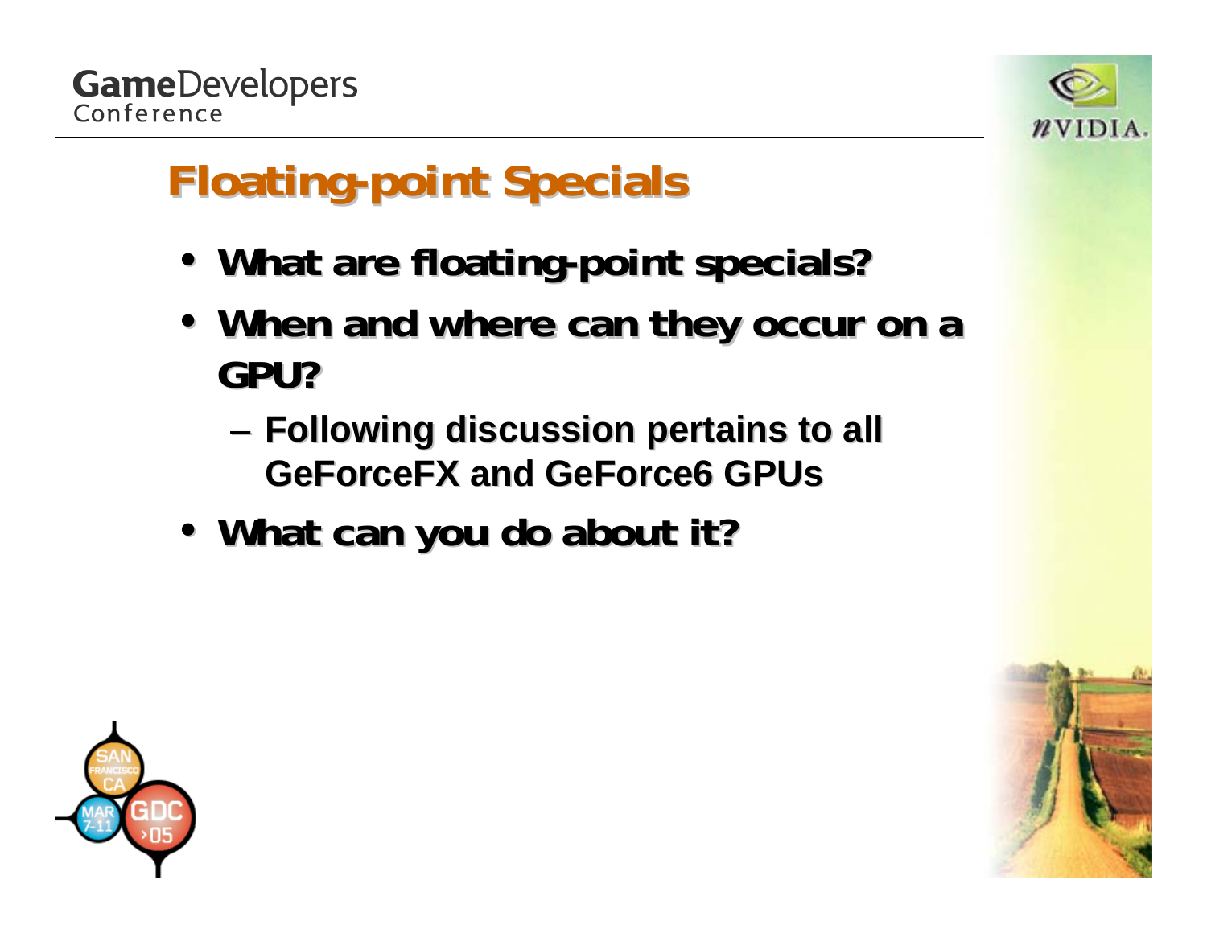# Floating-point Specials

- What are floating-point specials?
- When and where can they occur on a GPU?
  - Following discussion pertains to all GeForceFX and GeForce6 GPUs
- What can you do about it?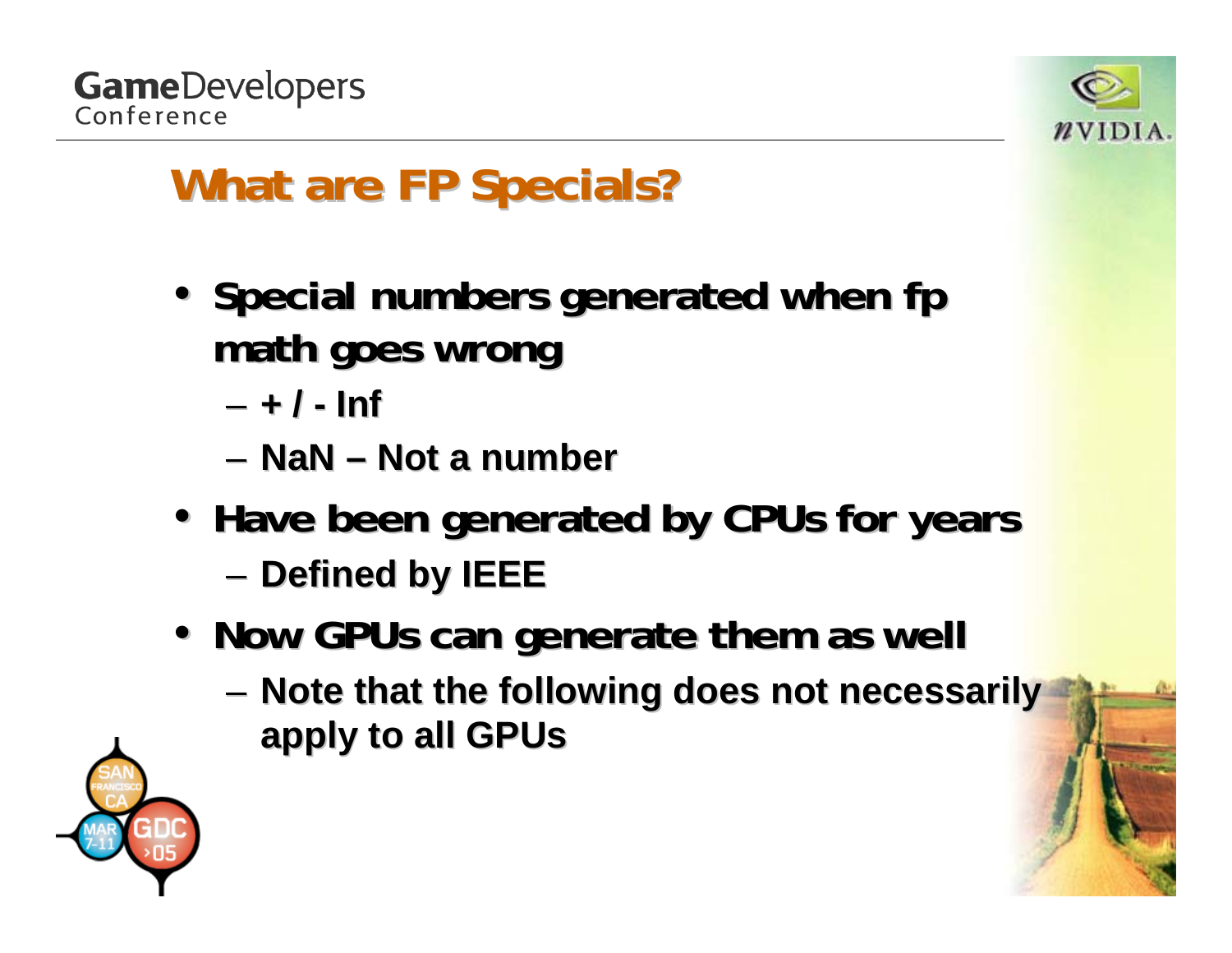# What are FP Specials?

- **Special numbers generated when fp math goes wrong**
  - + / - Inf
  - NaN – Not a number
- **Have been generated by CPUs for years**
  - Defined by IEEE
- **Now GPUs can generate them as well**
  - Note that the following does not necessarily apply to all GPUs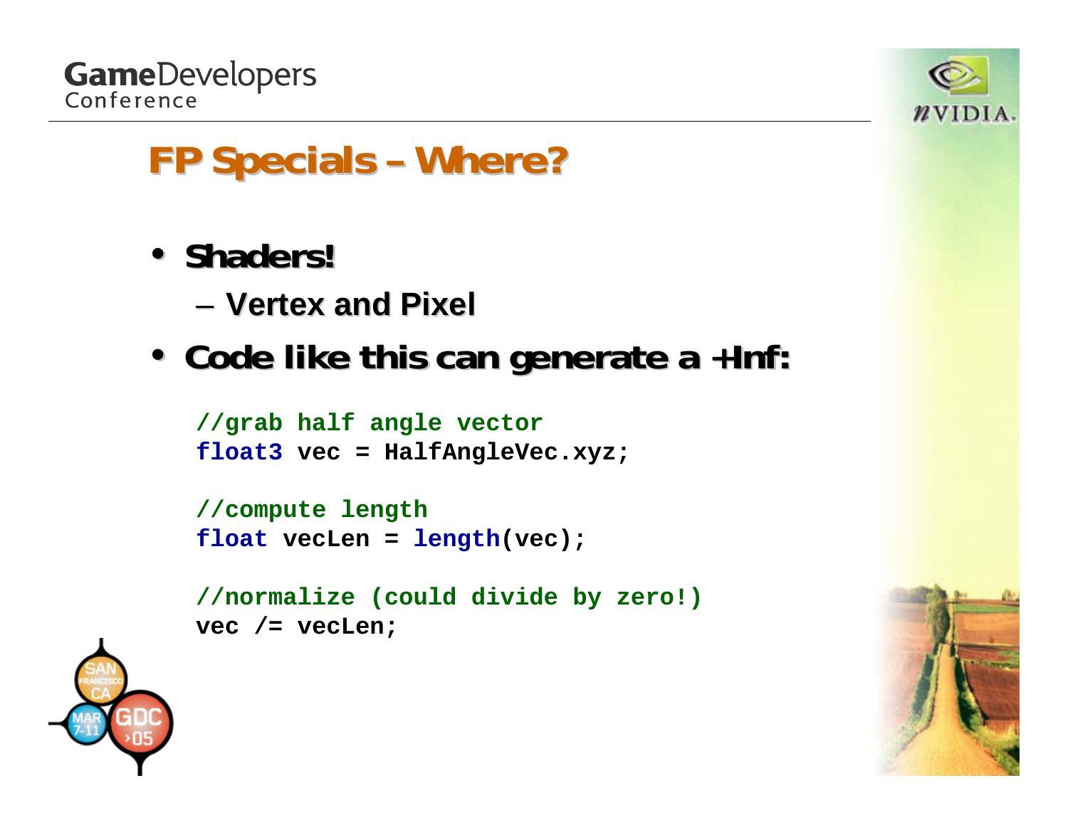# FP Specials – Where?

- **Shaders!**
  - **Vertex and Pixel**
- **Code like this can generate a +Inf:**

```
//grab half angle vector
float3 vec = HalfAngleVec.xyz;

//compute length
float vecLen = length(vec);

//normalize (could divide by zero!)
vec /= vecLen;
```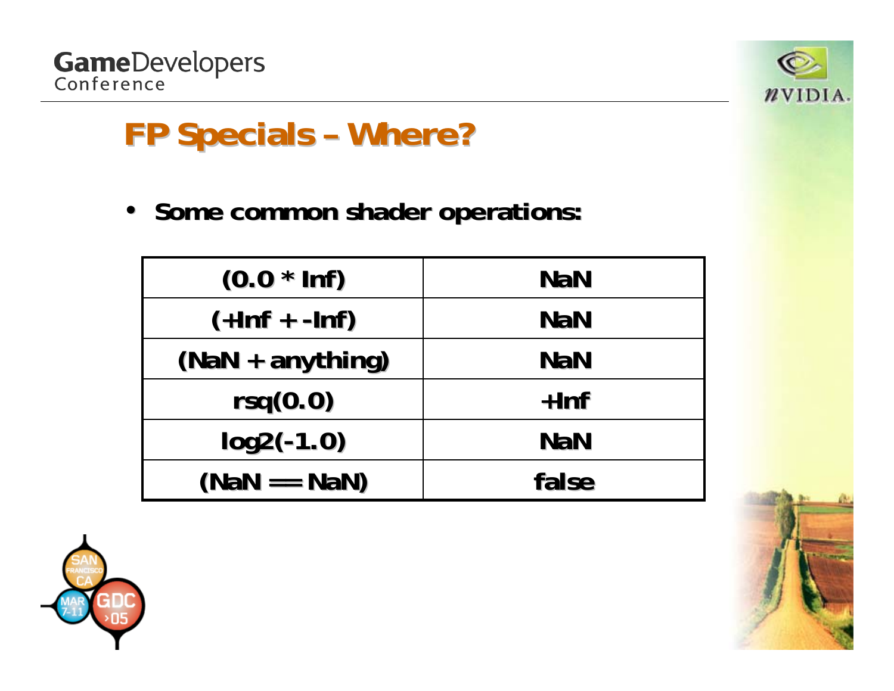# FP Specials – Where?

- **Some common shader operations:**

| (0.0 * Inf) | NaN |
|---|---|
| (+Inf + -Inf) | NaN |
| (NaN + anything) | NaN |
| rsq(0.0) | +Inf |
| log2(-1.0) | NaN |
| (NaN == NaN) | false |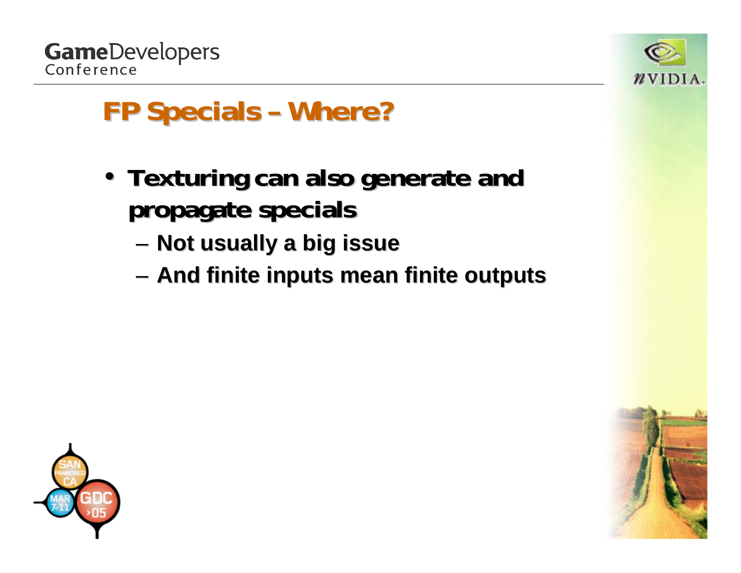# FP Specials – Where?

- Texturing can also generate and propagate specials
  - Not usually a big issue
  - And finite inputs mean finite outputs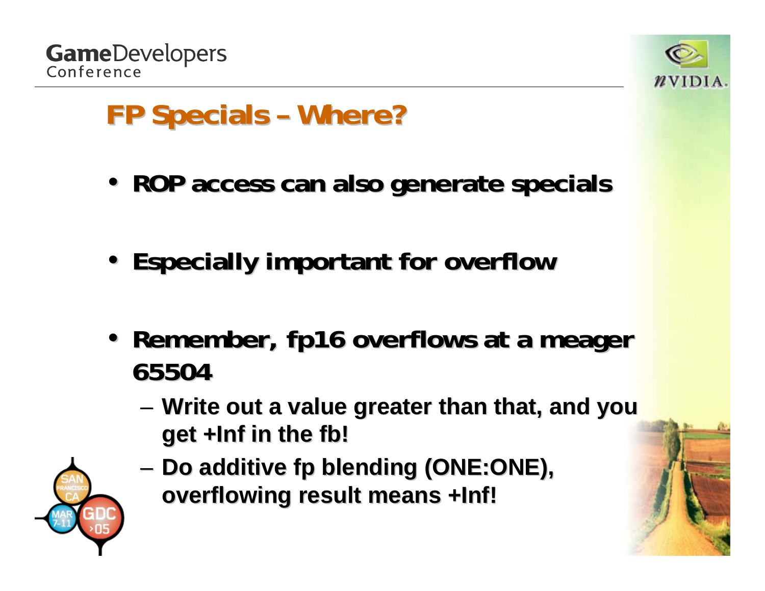# FP Specials – Where?

- **ROP access can also generate specials**
- **Especially important for overflow**
- **Remember, fp16 overflows at a meager 65504**
  - **Write out a value greater than that, and you get +Inf in the fb!**
  - **Do additive fp blending (ONE:ONE), overflowing result means +Inf!**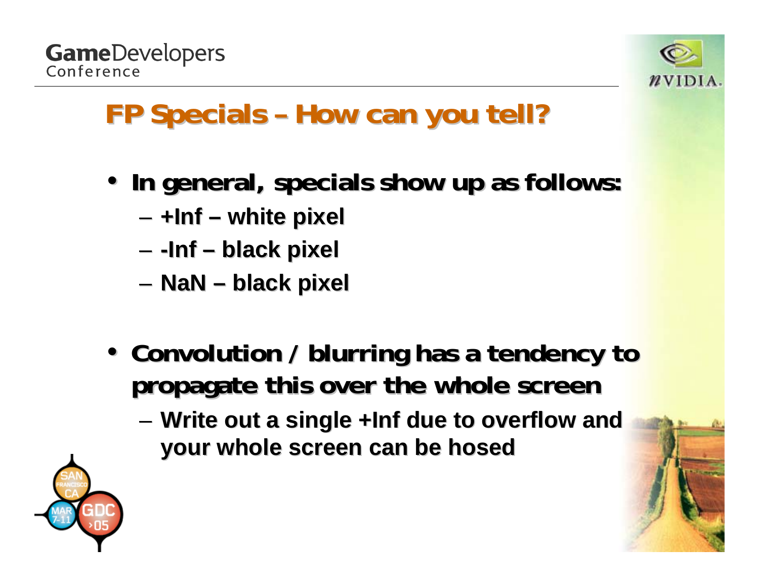# FP Specials – How can you tell?

- In general, specials show up as follows:
  - +Inf – white pixel
  - -Inf – black pixel
  - NaN – black pixel

- Convolution / blurring has a tendency to propagate this over the whole screen
  - Write out a single +Inf due to overflow and your whole screen can be hosed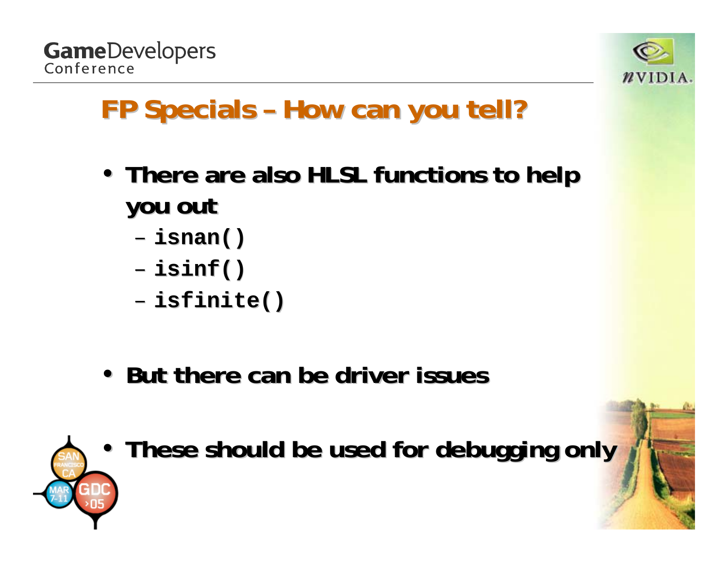# FP Specials – How can you tell?

- There are also HLSL functions to help you out
  - `isnan()`
  - `isinf()`
  - `isfinite()`
- But there can be driver issues
- These should be used for debugging only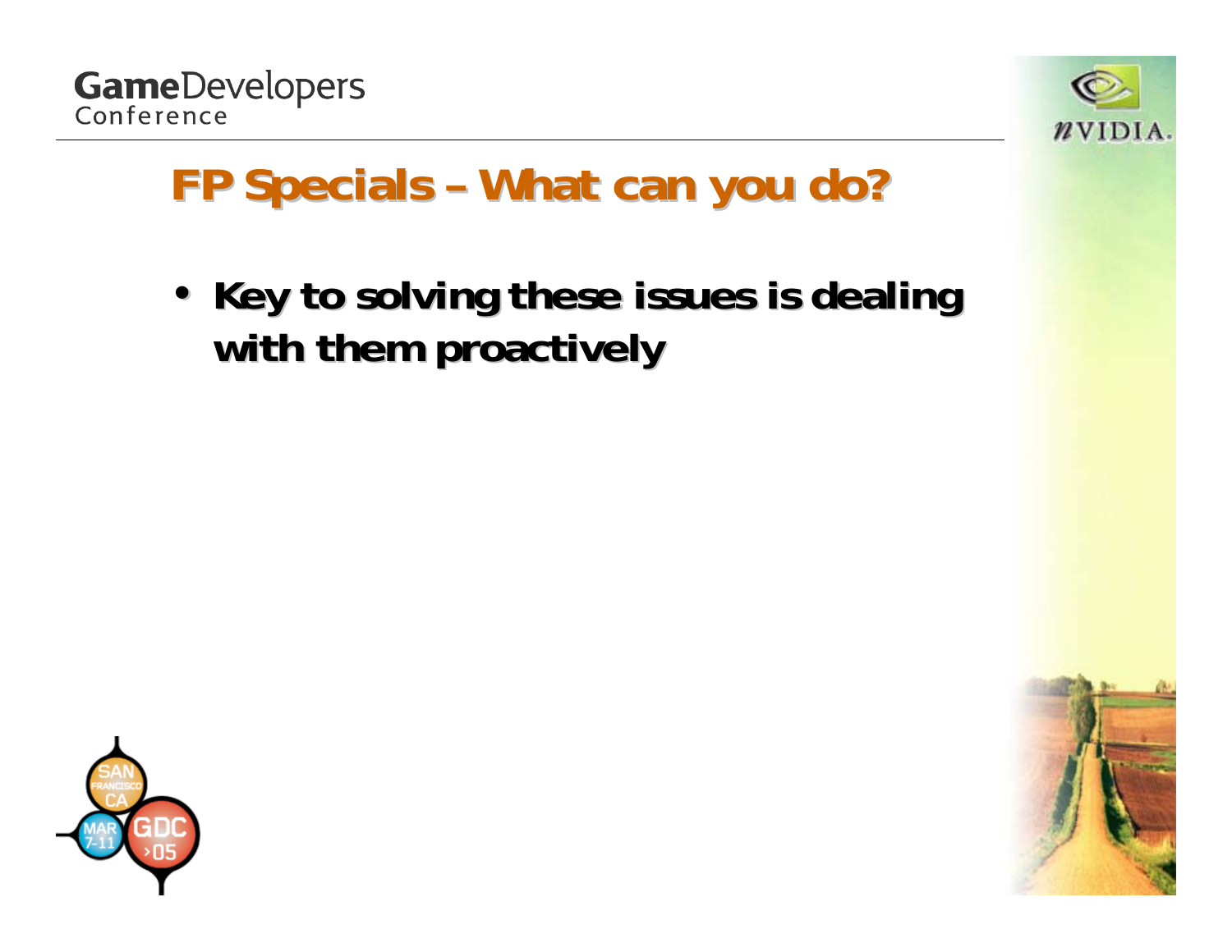# FP Specials – What can you do?

- **Key to solving these issues is dealing with them proactively**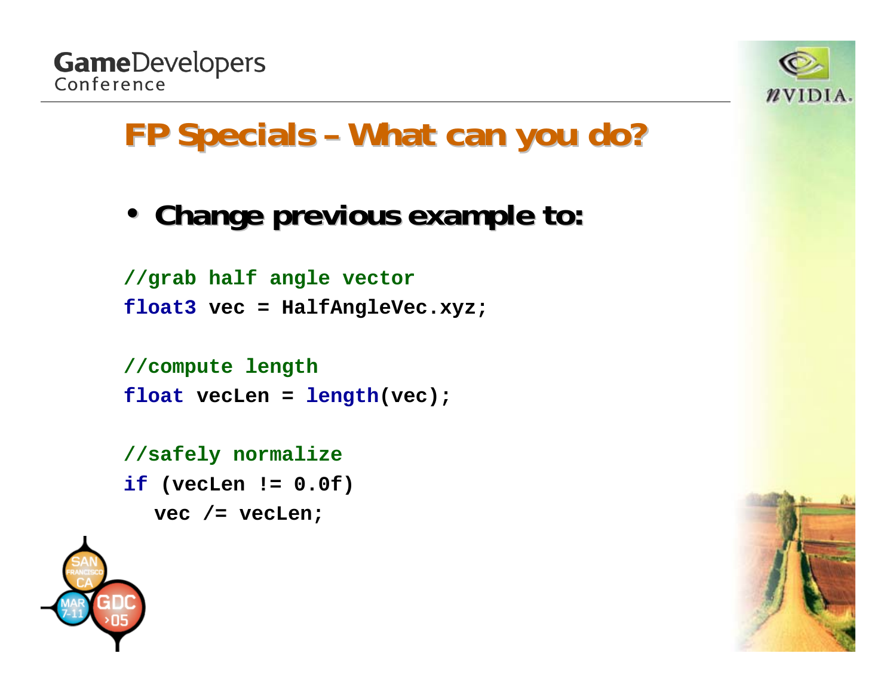# FP Specials – What can you do?

- **Change previous example to:**

```
//grab half angle vector
float3 vec = HalfAngleVec.xyz;

//compute length
float vecLen = length(vec);

//safely normalize
if (vecLen != 0.0f)
  vec /= vecLen;
```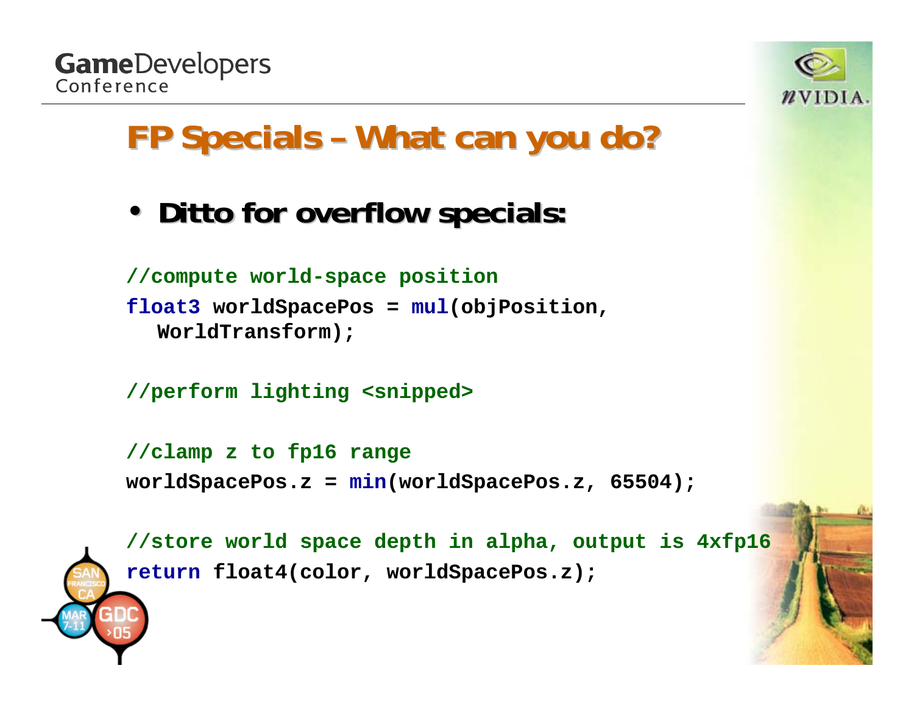# FP Specials – What can you do?

- **Ditto for overflow specials:**

```
//compute world-space position
float3 worldSpacePos = mul(objPosition,
  WorldTransform);

//perform lighting <snipped>

//clamp z to fp16 range
worldSpacePos.z = min(worldSpacePos.z, 65504);

//store world space depth in alpha, output is 4xfp16
return float4(color, worldSpacePos.z);
```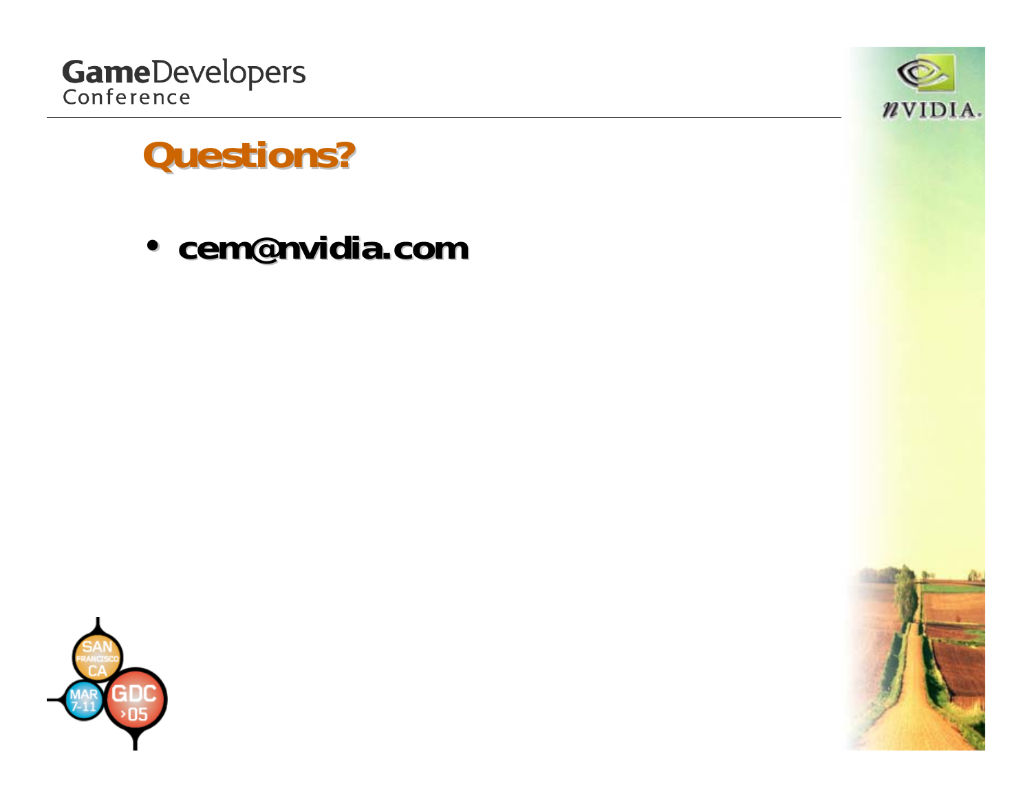# Questions?

- cem@nvidia.com